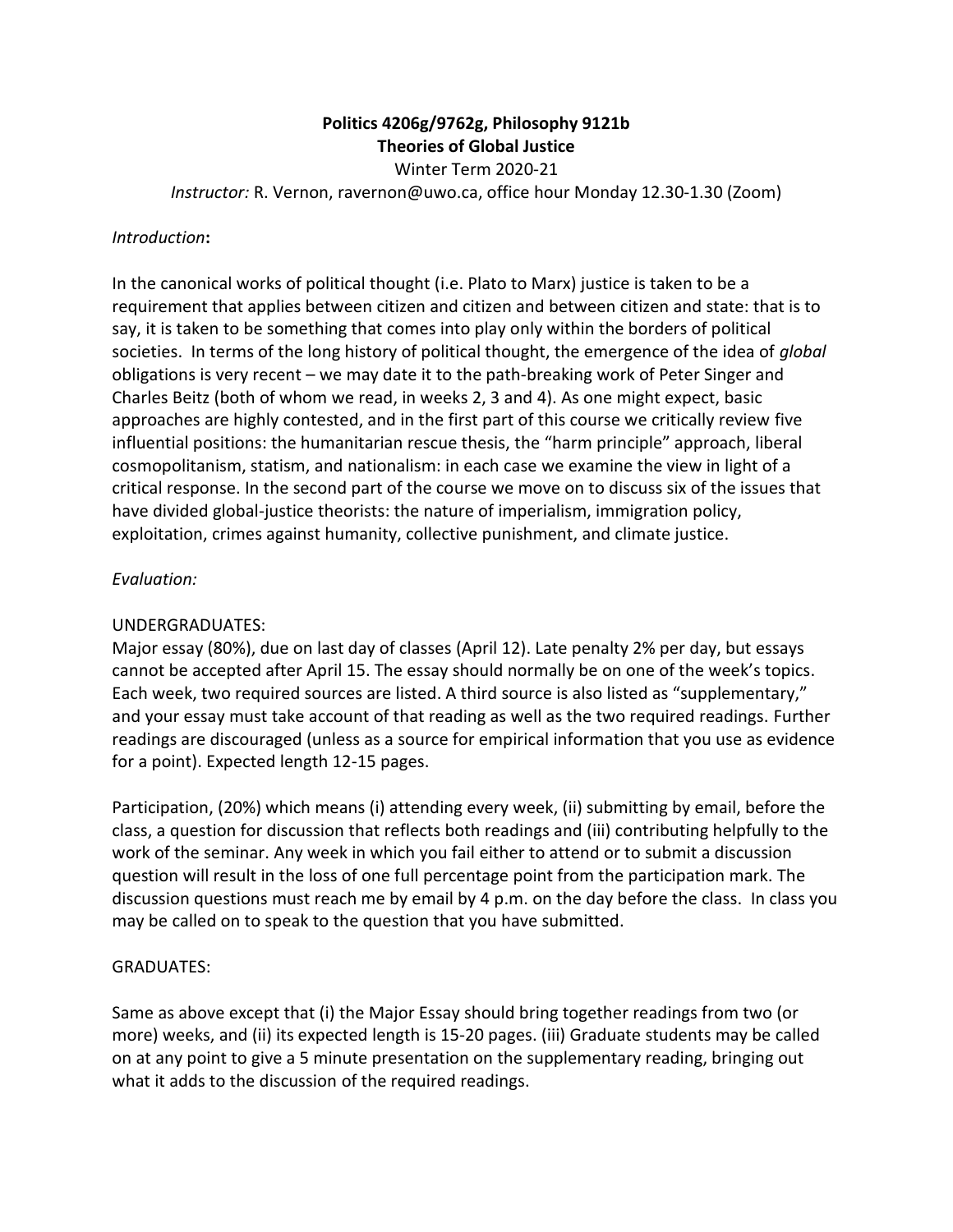# Politics 4206g/9762g, Philosophy 9121b
## Theories of Global Justice

Winter Term 2020-21

*Instructor:* R. Vernon, ravernon@uwo.ca, office hour Monday 12.30-1.30 (Zoom)

*Introduction***:**

In the canonical works of political thought (i.e. Plato to Marx) justice is taken to be a requirement that applies between citizen and citizen and between citizen and state: that is to say, it is taken to be something that comes into play only within the borders of political societies. In terms of the long history of political thought, the emergence of the idea of *global* obligations is very recent – we may date it to the path-breaking work of Peter Singer and Charles Beitz (both of whom we read, in weeks 2, 3 and 4). As one might expect, basic approaches are highly contested, and in the first part of this course we critically review five influential positions: the humanitarian rescue thesis, the "harm principle" approach, liberal cosmopolitanism, statism, and nationalism: in each case we examine the view in light of a critical response. In the second part of the course we move on to discuss six of the issues that have divided global-justice theorists: the nature of imperialism, immigration policy, exploitation, crimes against humanity, collective punishment, and climate justice.

*Evaluation:*

UNDERGRADUATES:

Major essay (80%), due on last day of classes (April 12). Late penalty 2% per day, but essays cannot be accepted after April 15. The essay should normally be on one of the week's topics. Each week, two required sources are listed. A third source is also listed as "supplementary," and your essay must take account of that reading as well as the two required readings. Further readings are discouraged (unless as a source for empirical information that you use as evidence for a point). Expected length 12-15 pages.

Participation, (20%) which means (i) attending every week, (ii) submitting by email, before the class, a question for discussion that reflects both readings and (iii) contributing helpfully to the work of the seminar. Any week in which you fail either to attend or to submit a discussion question will result in the loss of one full percentage point from the participation mark. The discussion questions must reach me by email by 4 p.m. on the day before the class. In class you may be called on to speak to the question that you have submitted.

GRADUATES:

Same as above except that (i) the Major Essay should bring together readings from two (or more) weeks, and (ii) its expected length is 15-20 pages. (iii) Graduate students may be called on at any point to give a 5 minute presentation on the supplementary reading, bringing out what it adds to the discussion of the required readings.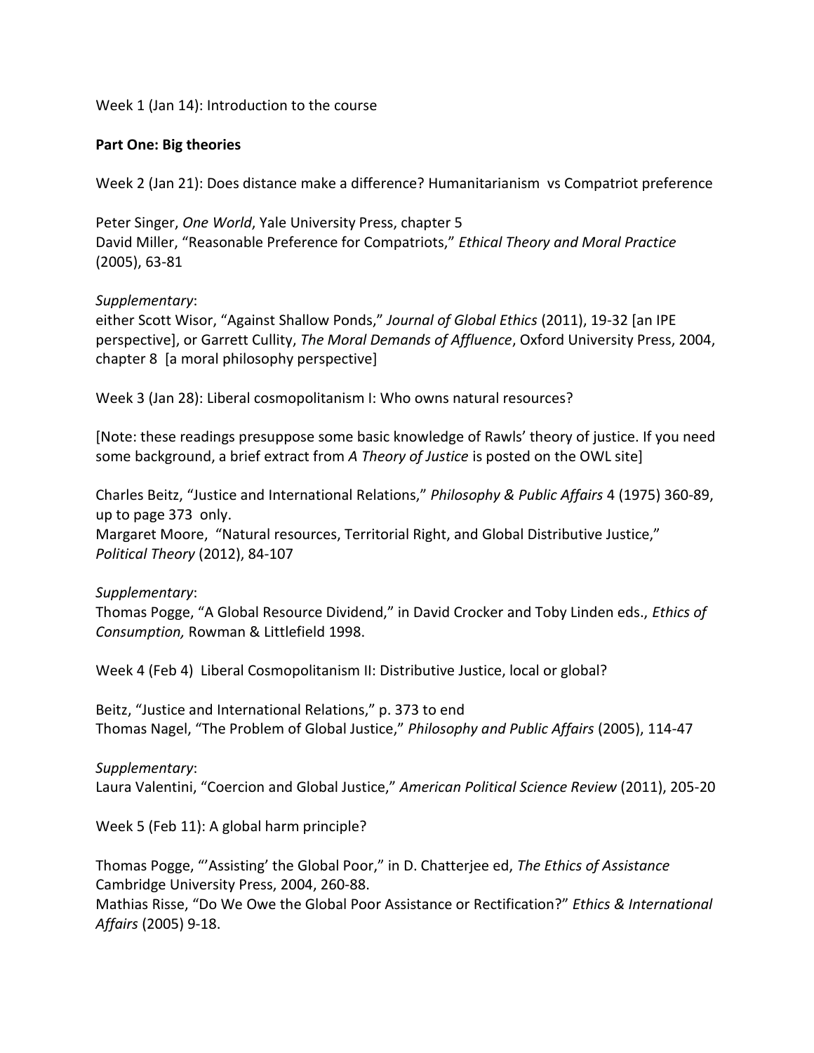Week 1 (Jan 14): Introduction to the course

**Part One: Big theories**

Week 2 (Jan 21): Does distance make a difference? Humanitarianism vs Compatriot preference

Peter Singer, *One World*, Yale University Press, chapter 5
David Miller, "Reasonable Preference for Compatriots," *Ethical Theory and Moral Practice* (2005), 63-81

*Supplementary*:
either Scott Wisor, "Against Shallow Ponds," *Journal of Global Ethics* (2011), 19-32 [an IPE perspective], or Garrett Cullity, *The Moral Demands of Affluence*, Oxford University Press, 2004, chapter 8 [a moral philosophy perspective]

Week 3 (Jan 28): Liberal cosmopolitanism I: Who owns natural resources?

[Note: these readings presuppose some basic knowledge of Rawls' theory of justice. If you need some background, a brief extract from *A Theory of Justice* is posted on the OWL site]

Charles Beitz, "Justice and International Relations," *Philosophy & Public Affairs* 4 (1975) 360-89, up to page 373 only.
Margaret Moore, "Natural resources, Territorial Right, and Global Distributive Justice," *Political Theory* (2012), 84-107

*Supplementary*:
Thomas Pogge, "A Global Resource Dividend," in David Crocker and Toby Linden eds., *Ethics of Consumption,* Rowman & Littlefield 1998.

Week 4 (Feb 4) Liberal Cosmopolitanism II: Distributive Justice, local or global?

Beitz, "Justice and International Relations," p. 373 to end
Thomas Nagel, "The Problem of Global Justice," *Philosophy and Public Affairs* (2005), 114-47

*Supplementary*:
Laura Valentini, "Coercion and Global Justice," *American Political Science Review* (2011), 205-20

Week 5 (Feb 11): A global harm principle?

Thomas Pogge, "'Assisting' the Global Poor," in D. Chatterjee ed, *The Ethics of Assistance* Cambridge University Press, 2004, 260-88.
Mathias Risse, "Do We Owe the Global Poor Assistance or Rectification?" *Ethics & International Affairs* (2005) 9-18.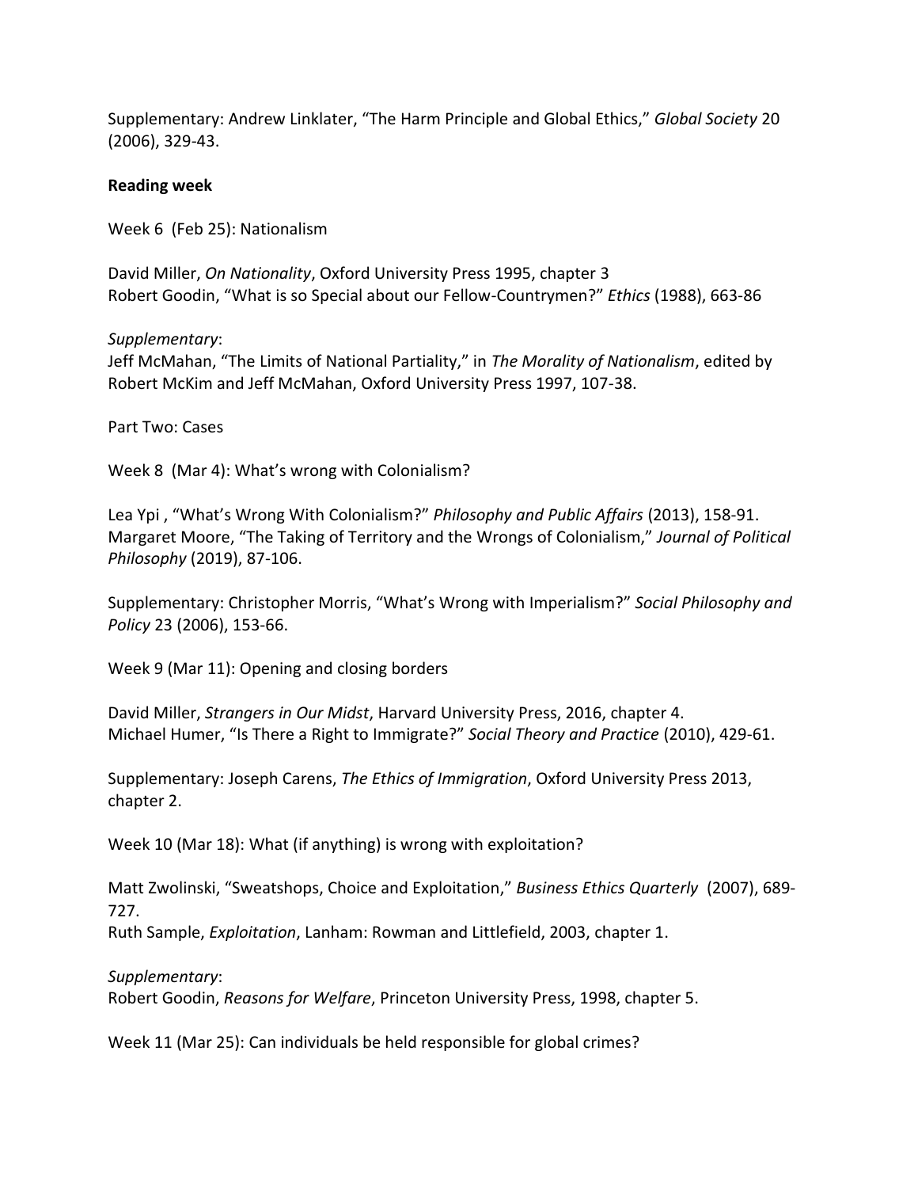Supplementary: Andrew Linklater, "The Harm Principle and Global Ethics," *Global Society* 20 (2006), 329-43.

**Reading week**

Week 6 (Feb 25): Nationalism

David Miller, *On Nationality*, Oxford University Press 1995, chapter 3
Robert Goodin, "What is so Special about our Fellow-Countrymen?" *Ethics* (1988), 663-86

*Supplementary*:
Jeff McMahan, "The Limits of National Partiality," in *The Morality of Nationalism*, edited by Robert McKim and Jeff McMahan, Oxford University Press 1997, 107-38.

Part Two: Cases

Week 8 (Mar 4): What's wrong with Colonialism?

Lea Ypi , "What's Wrong With Colonialism?" *Philosophy and Public Affairs* (2013), 158-91.
Margaret Moore, "The Taking of Territory and the Wrongs of Colonialism," *Journal of Political Philosophy* (2019), 87-106.

Supplementary: Christopher Morris, "What's Wrong with Imperialism?" *Social Philosophy and Policy* 23 (2006), 153-66.

Week 9 (Mar 11): Opening and closing borders

David Miller, *Strangers in Our Midst*, Harvard University Press, 2016, chapter 4.
Michael Humer, "Is There a Right to Immigrate?" *Social Theory and Practice* (2010), 429-61.

Supplementary: Joseph Carens, *The Ethics of Immigration*, Oxford University Press 2013, chapter 2.

Week 10 (Mar 18): What (if anything) is wrong with exploitation?

Matt Zwolinski, "Sweatshops, Choice and Exploitation," *Business Ethics Quarterly* (2007), 689-727.
Ruth Sample, *Exploitation*, Lanham: Rowman and Littlefield, 2003, chapter 1.

*Supplementary*:
Robert Goodin, *Reasons for Welfare*, Princeton University Press, 1998, chapter 5.

Week 11 (Mar 25): Can individuals be held responsible for global crimes?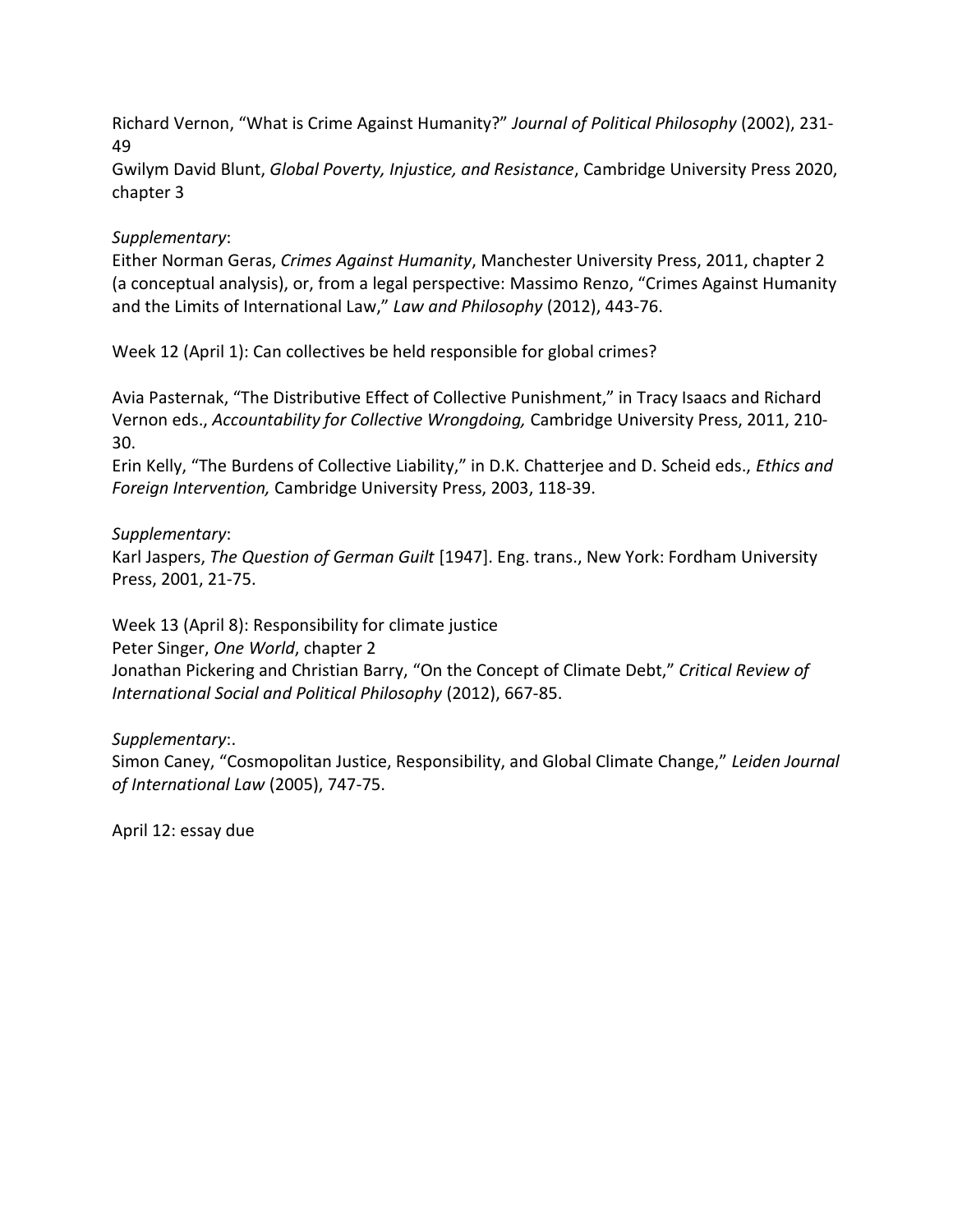Richard Vernon, "What is Crime Against Humanity?" *Journal of Political Philosophy* (2002), 231-49

Gwilym David Blunt, *Global Poverty, Injustice, and Resistance*, Cambridge University Press 2020, chapter 3

*Supplementary*:

Either Norman Geras, *Crimes Against Humanity*, Manchester University Press, 2011, chapter 2 (a conceptual analysis), or, from a legal perspective: Massimo Renzo, "Crimes Against Humanity and the Limits of International Law," *Law and Philosophy* (2012), 443-76.

Week 12 (April 1): Can collectives be held responsible for global crimes?

Avia Pasternak, "The Distributive Effect of Collective Punishment," in Tracy Isaacs and Richard Vernon eds., *Accountability for Collective Wrongdoing,* Cambridge University Press, 2011, 210-30.

Erin Kelly, "The Burdens of Collective Liability," in D.K. Chatterjee and D. Scheid eds., *Ethics and Foreign Intervention,* Cambridge University Press, 2003, 118-39.

*Supplementary*:

Karl Jaspers, *The Question of German Guilt* [1947]. Eng. trans., New York: Fordham University Press, 2001, 21-75.

Week 13 (April 8): Responsibility for climate justice

Peter Singer, *One World*, chapter 2

Jonathan Pickering and Christian Barry, "On the Concept of Climate Debt," *Critical Review of International Social and Political Philosophy* (2012), 667-85.

*Supplementary*:.

Simon Caney, "Cosmopolitan Justice, Responsibility, and Global Climate Change," *Leiden Journal of International Law* (2005), 747-75.

April 12: essay due